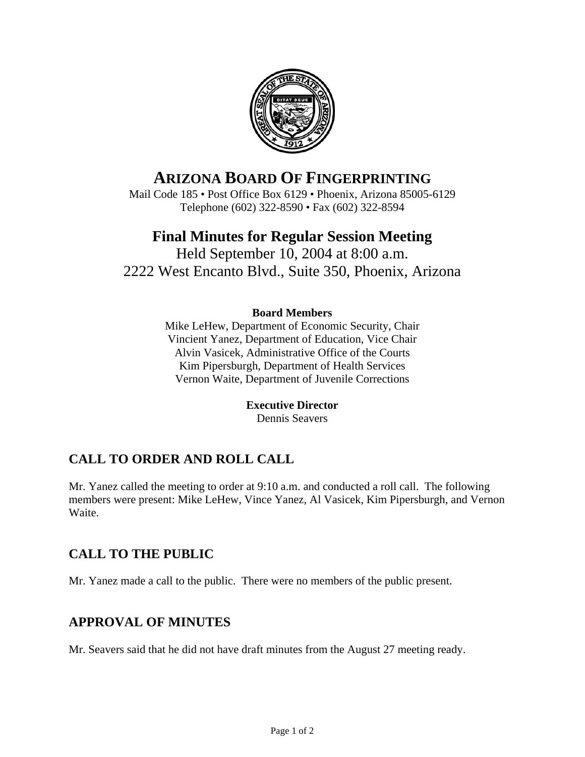# ARIZONA BOARD OF FINGERPRINTING

Mail Code 185 • Post Office Box 6129 • Phoenix, Arizona 85005-6129
Telephone (602) 322-8590 • Fax (602) 322-8594

## Final Minutes for Regular Session Meeting

Held September 10, 2004 at 8:00 a.m.
2222 West Encanto Blvd., Suite 350, Phoenix, Arizona

**Board Members**

Mike LeHew, Department of Economic Security, Chair
Vincient Yanez, Department of Education, Vice Chair
Alvin Vasicek, Administrative Office of the Courts
Kim Pipersburgh, Department of Health Services
Vernon Waite, Department of Juvenile Corrections

**Executive Director**

Dennis Seavers

## CALL TO ORDER AND ROLL CALL

Mr. Yanez called the meeting to order at 9:10 a.m. and conducted a roll call. The following members were present: Mike LeHew, Vince Yanez, Al Vasicek, Kim Pipersburgh, and Vernon Waite.

## CALL TO THE PUBLIC

Mr. Yanez made a call to the public. There were no members of the public present.

## APPROVAL OF MINUTES

Mr. Seavers said that he did not have draft minutes from the August 27 meeting ready.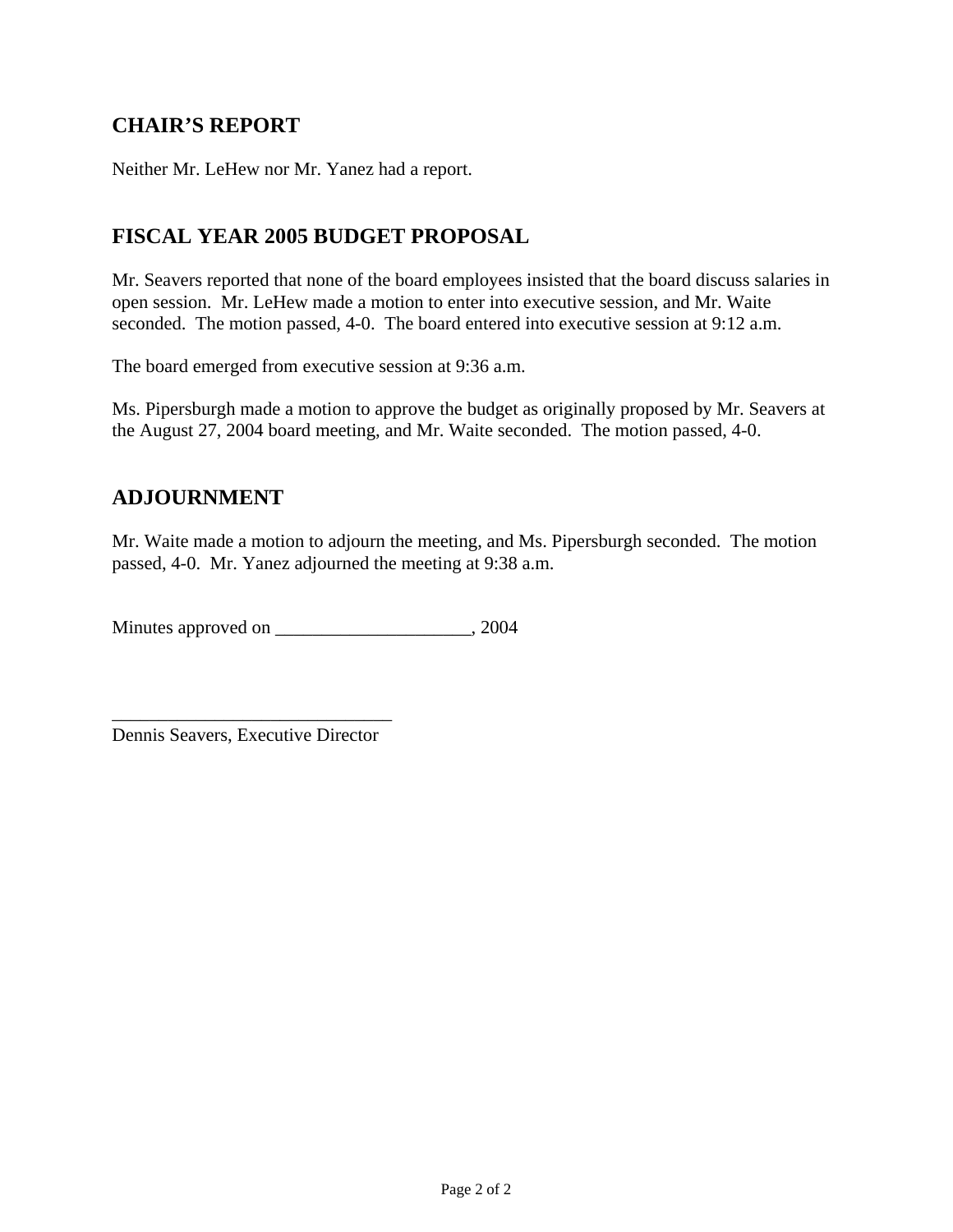## CHAIR'S REPORT

Neither Mr. LeHew nor Mr. Yanez had a report.

## FISCAL YEAR 2005 BUDGET PROPOSAL

Mr. Seavers reported that none of the board employees insisted that the board discuss salaries in open session. Mr. LeHew made a motion to enter into executive session, and Mr. Waite seconded. The motion passed, 4-0. The board entered into executive session at 9:12 a.m.

The board emerged from executive session at 9:36 a.m.

Ms. Pipersburgh made a motion to approve the budget as originally proposed by Mr. Seavers at the August 27, 2004 board meeting, and Mr. Waite seconded. The motion passed, 4-0.

## ADJOURNMENT

Mr. Waite made a motion to adjourn the meeting, and Ms. Pipersburgh seconded. The motion passed, 4-0. Mr. Yanez adjourned the meeting at 9:38 a.m.

Minutes approved on _____________________, 2004

______________________________
Dennis Seavers, Executive Director